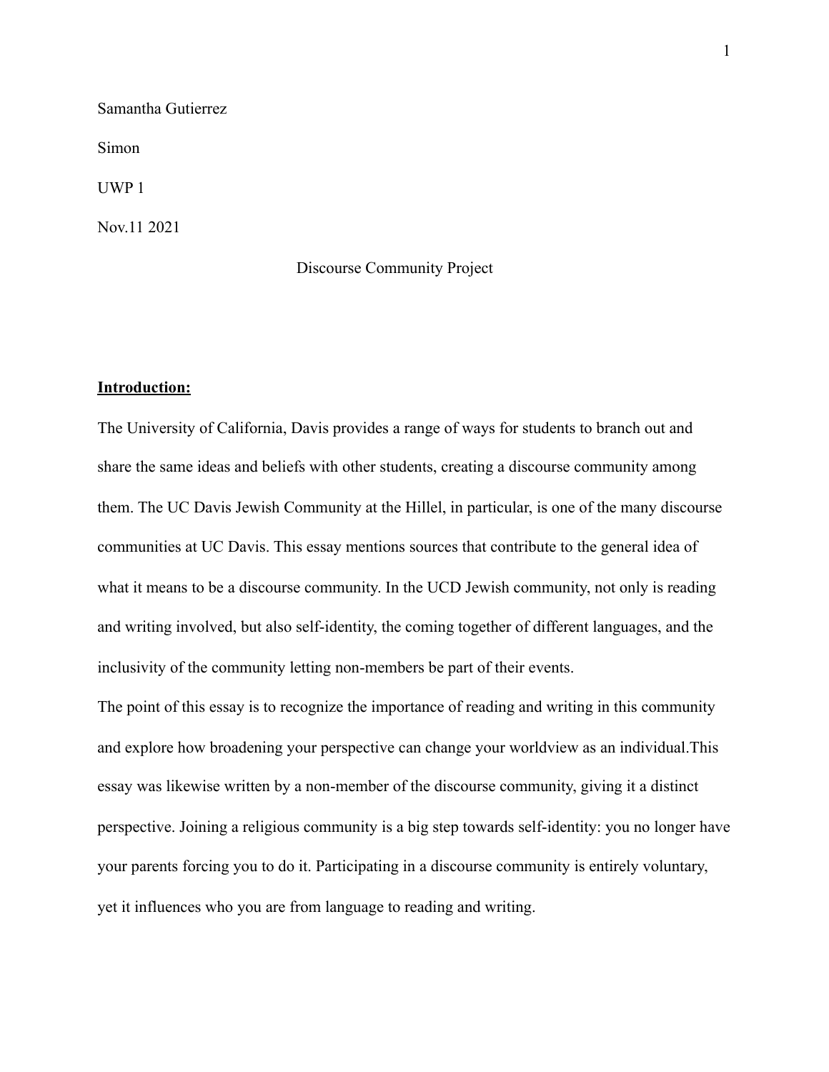Samantha Gutierrez

Simon

UWP 1

Nov.11 2021

Discourse Community Project

**Introduction:**

The University of California, Davis provides a range of ways for students to branch out and share the same ideas and beliefs with other students, creating a discourse community among them. The UC Davis Jewish Community at the Hillel, in particular, is one of the many discourse communities at UC Davis. This essay mentions sources that contribute to the general idea of what it means to be a discourse community. In the UCD Jewish community, not only is reading and writing involved, but also self-identity, the coming together of different languages, and the inclusivity of the community letting non-members be part of their events.

The point of this essay is to recognize the importance of reading and writing in this community and explore how broadening your perspective can change your worldview as an individual.This essay was likewise written by a non-member of the discourse community, giving it a distinct perspective. Joining a religious community is a big step towards self-identity: you no longer have your parents forcing you to do it. Participating in a discourse community is entirely voluntary, yet it influences who you are from language to reading and writing.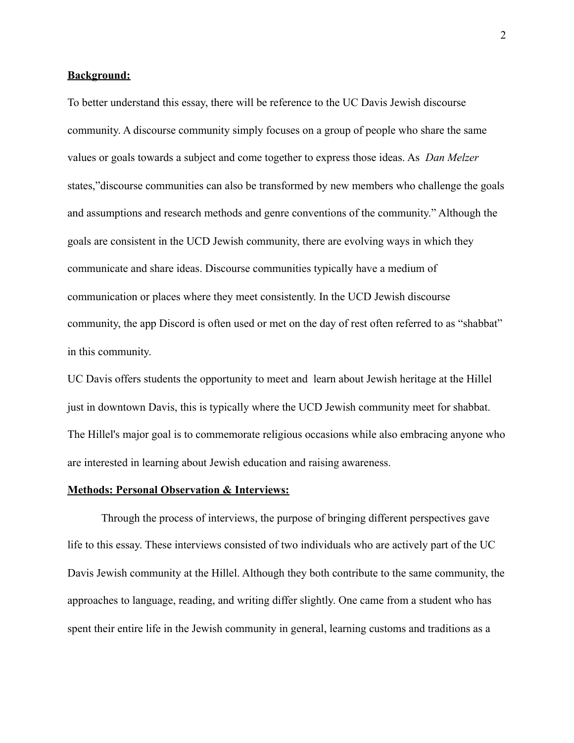**<u>Background:</u>**

To better understand this essay, there will be reference to the UC Davis Jewish discourse community. A discourse community simply focuses on a group of people who share the same values or goals towards a subject and come together to express those ideas. As *Dan Melzer* states,"discourse communities can also be transformed by new members who challenge the goals and assumptions and research methods and genre conventions of the community." Although the goals are consistent in the UCD Jewish community, there are evolving ways in which they communicate and share ideas. Discourse communities typically have a medium of communication or places where they meet consistently. In the UCD Jewish discourse community, the app Discord is often used or met on the day of rest often referred to as "shabbat" in this community.

UC Davis offers students the opportunity to meet and learn about Jewish heritage at the Hillel just in downtown Davis, this is typically where the UCD Jewish community meet for shabbat. The Hillel's major goal is to commemorate religious occasions while also embracing anyone who are interested in learning about Jewish education and raising awareness.

**<u>Methods: Personal Observation & Interviews:</u>**

Through the process of interviews, the purpose of bringing different perspectives gave life to this essay. These interviews consisted of two individuals who are actively part of the UC Davis Jewish community at the Hillel. Although they both contribute to the same community, the approaches to language, reading, and writing differ slightly. One came from a student who has spent their entire life in the Jewish community in general, learning customs and traditions as a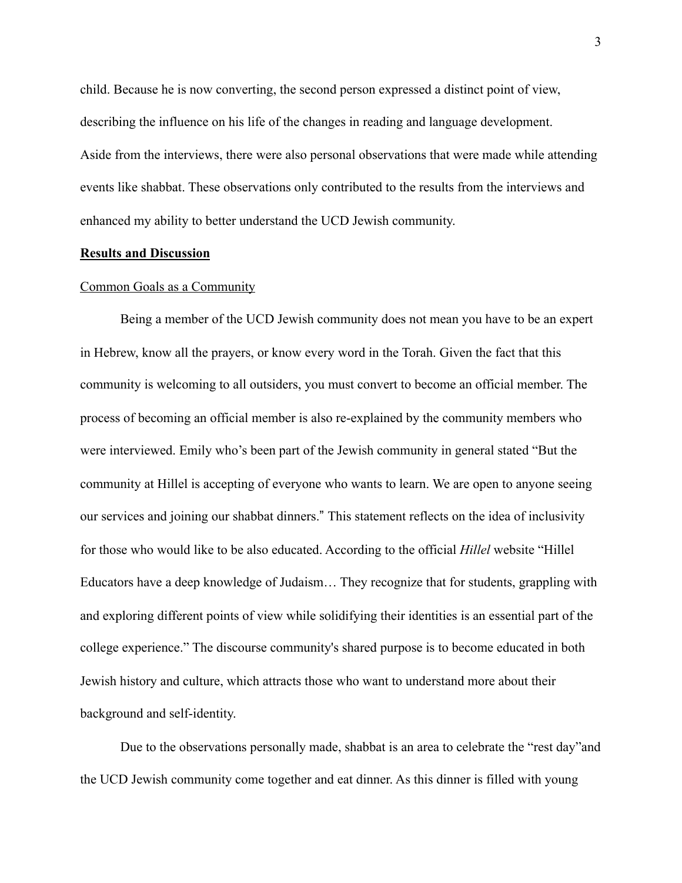child. Because he is now converting, the second person expressed a distinct point of view, describing the influence on his life of the changes in reading and language development.

Aside from the interviews, there were also personal observations that were made while attending events like shabbat. These observations only contributed to the results from the interviews and enhanced my ability to better understand the UCD Jewish community.

## **Results and Discussion**

### Common Goals as a Community

Being a member of the UCD Jewish community does not mean you have to be an expert in Hebrew, know all the prayers, or know every word in the Torah. Given the fact that this community is welcoming to all outsiders, you must convert to become an official member. The process of becoming an official member is also re-explained by the community members who were interviewed. Emily who's been part of the Jewish community in general stated "But the community at Hillel is accepting of everyone who wants to learn. We are open to anyone seeing our services and joining our shabbat dinners." This statement reflects on the idea of inclusivity for those who would like to be also educated. According to the official *Hillel* website "Hillel Educators have a deep knowledge of Judaism… They recognize that for students, grappling with and exploring different points of view while solidifying their identities is an essential part of the college experience." The discourse community's shared purpose is to become educated in both Jewish history and culture, which attracts those who want to understand more about their background and self-identity.

Due to the observations personally made, shabbat is an area to celebrate the "rest day"and the UCD Jewish community come together and eat dinner. As this dinner is filled with young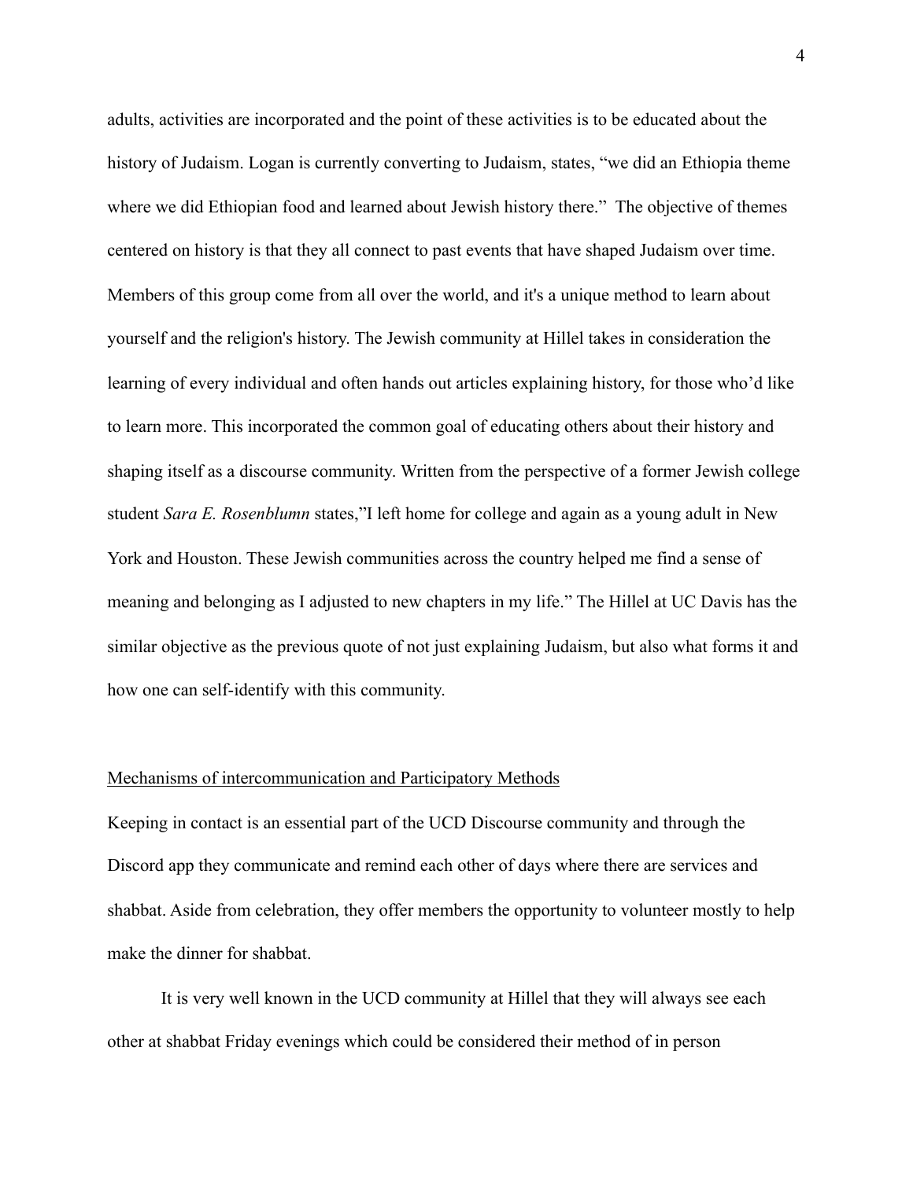adults, activities are incorporated and the point of these activities is to be educated about the history of Judaism. Logan is currently converting to Judaism, states, “we did an Ethiopia theme where we did Ethiopian food and learned about Jewish history there.”  The objective of themes centered on history is that they all connect to past events that have shaped Judaism over time. Members of this group come from all over the world, and it's a unique method to learn about yourself and the religion's history. The Jewish community at Hillel takes in consideration the learning of every individual and often hands out articles explaining history, for those who’d like to learn more. This incorporated the common goal of educating others about their history and shaping itself as a discourse community. Written from the perspective of a former Jewish college student *Sara E. Rosenblumn* states,”I left home for college and again as a young adult in New York and Houston. These Jewish communities across the country helped me find a sense of meaning and belonging as I adjusted to new chapters in my life.” The Hillel at UC Davis has the similar objective as the previous quote of not just explaining Judaism, but also what forms it and how one can self-identify with this community.

<u>Mechanisms of intercommunication and Participatory Methods</u>

Keeping in contact is an essential part of the UCD Discourse community and through the Discord app they communicate and remind each other of days where there are services and shabbat. Aside from celebration, they offer members the opportunity to volunteer mostly to help make the dinner for shabbat.

It is very well known in the UCD community at Hillel that they will always see each other at shabbat Friday evenings which could be considered their method of in person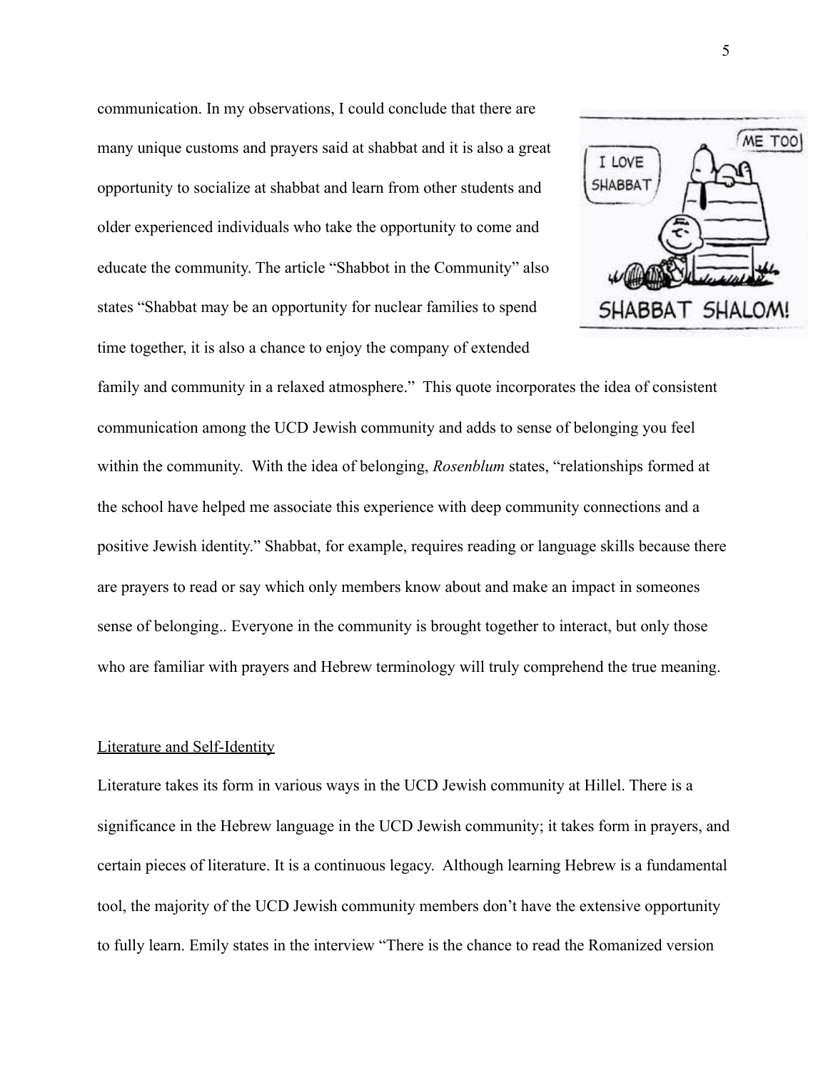communication. In my observations, I could conclude that there are many unique customs and prayers said at shabbat and it is also a great opportunity to socialize at shabbat and learn from other students and older experienced individuals who take the opportunity to come and educate the community. The article "Shabbot in the Community" also states "Shabbat may be an opportunity for nuclear families to spend time together, it is also a chance to enjoy the company of extended family and community in a relaxed atmosphere." This quote incorporates the idea of consistent communication among the UCD Jewish community and adds to sense of belonging you feel within the community. With the idea of belonging, *Rosenblum* states, "relationships formed at the school have helped me associate this experience with deep community connections and a positive Jewish identity." Shabbat, for example, requires reading or language skills because there are prayers to read or say which only members know about and make an impact in someones sense of belonging.. Everyone in the community is brought together to interact, but only those who are familiar with prayers and Hebrew terminology will truly comprehend the true meaning.

## Literature and Self-Identity

Literature takes its form in various ways in the UCD Jewish community at Hillel. There is a significance in the Hebrew language in the UCD Jewish community; it takes form in prayers, and certain pieces of literature. It is a continuous legacy. Although learning Hebrew is a fundamental tool, the majority of the UCD Jewish community members don't have the extensive opportunity to fully learn. Emily states in the interview "There is the chance to read the Romanized version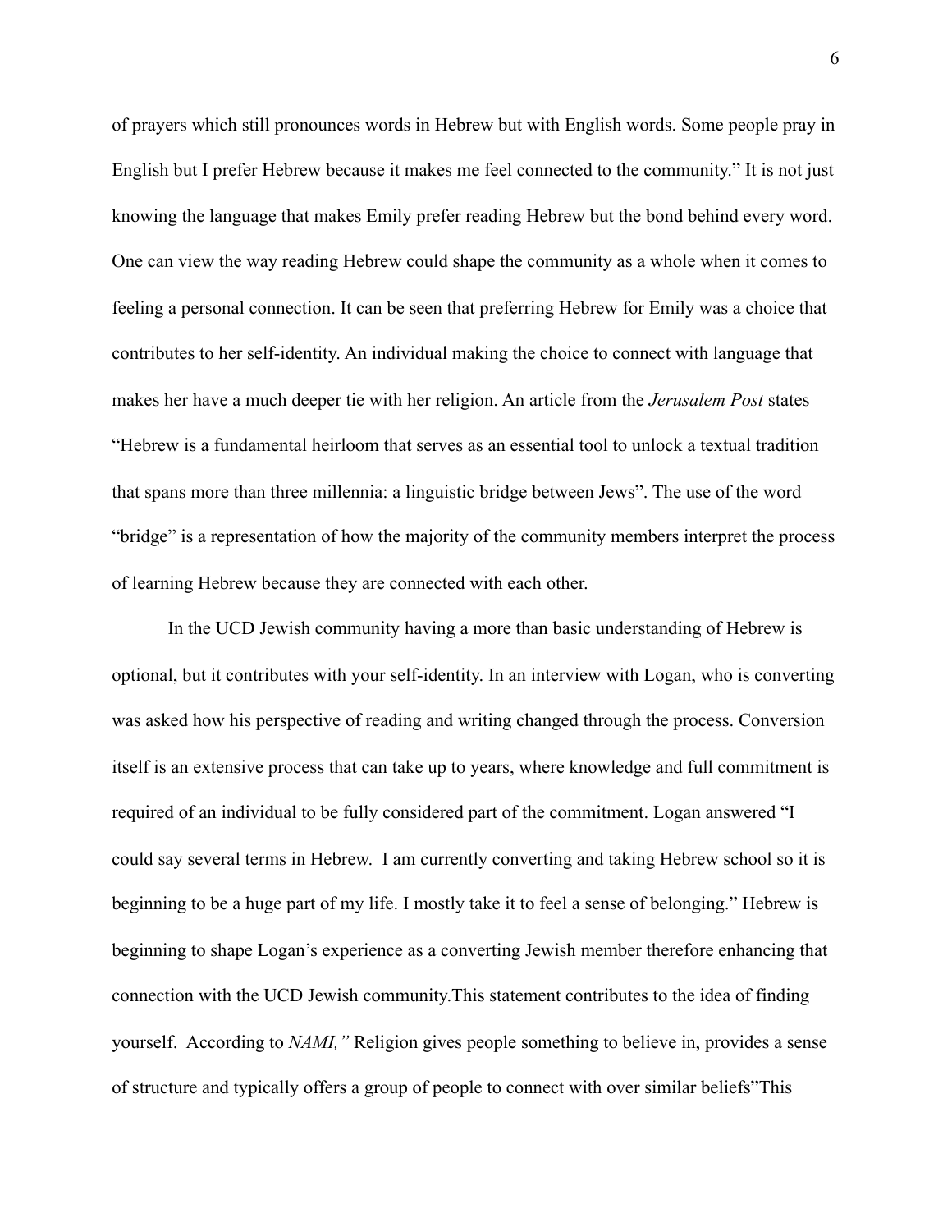of prayers which still pronounces words in Hebrew but with English words. Some people pray in English but I prefer Hebrew because it makes me feel connected to the community." It is not just knowing the language that makes Emily prefer reading Hebrew but the bond behind every word. One can view the way reading Hebrew could shape the community as a whole when it comes to feeling a personal connection. It can be seen that preferring Hebrew for Emily was a choice that contributes to her self-identity. An individual making the choice to connect with language that makes her have a much deeper tie with her religion. An article from the *Jerusalem Post* states "Hebrew is a fundamental heirloom that serves as an essential tool to unlock a textual tradition that spans more than three millennia: a linguistic bridge between Jews". The use of the word "bridge" is a representation of how the majority of the community members interpret the process of learning Hebrew because they are connected with each other.

In the UCD Jewish community having a more than basic understanding of Hebrew is optional, but it contributes with your self-identity. In an interview with Logan, who is converting was asked how his perspective of reading and writing changed through the process. Conversion itself is an extensive process that can take up to years, where knowledge and full commitment is required of an individual to be fully considered part of the commitment. Logan answered "I could say several terms in Hebrew.  I am currently converting and taking Hebrew school so it is beginning to be a huge part of my life. I mostly take it to feel a sense of belonging." Hebrew is beginning to shape Logan's experience as a converting Jewish member therefore enhancing that connection with the UCD Jewish community.This statement contributes to the idea of finding yourself.  According to *NAMI,"* Religion gives people something to believe in, provides a sense of structure and typically offers a group of people to connect with over similar beliefs"This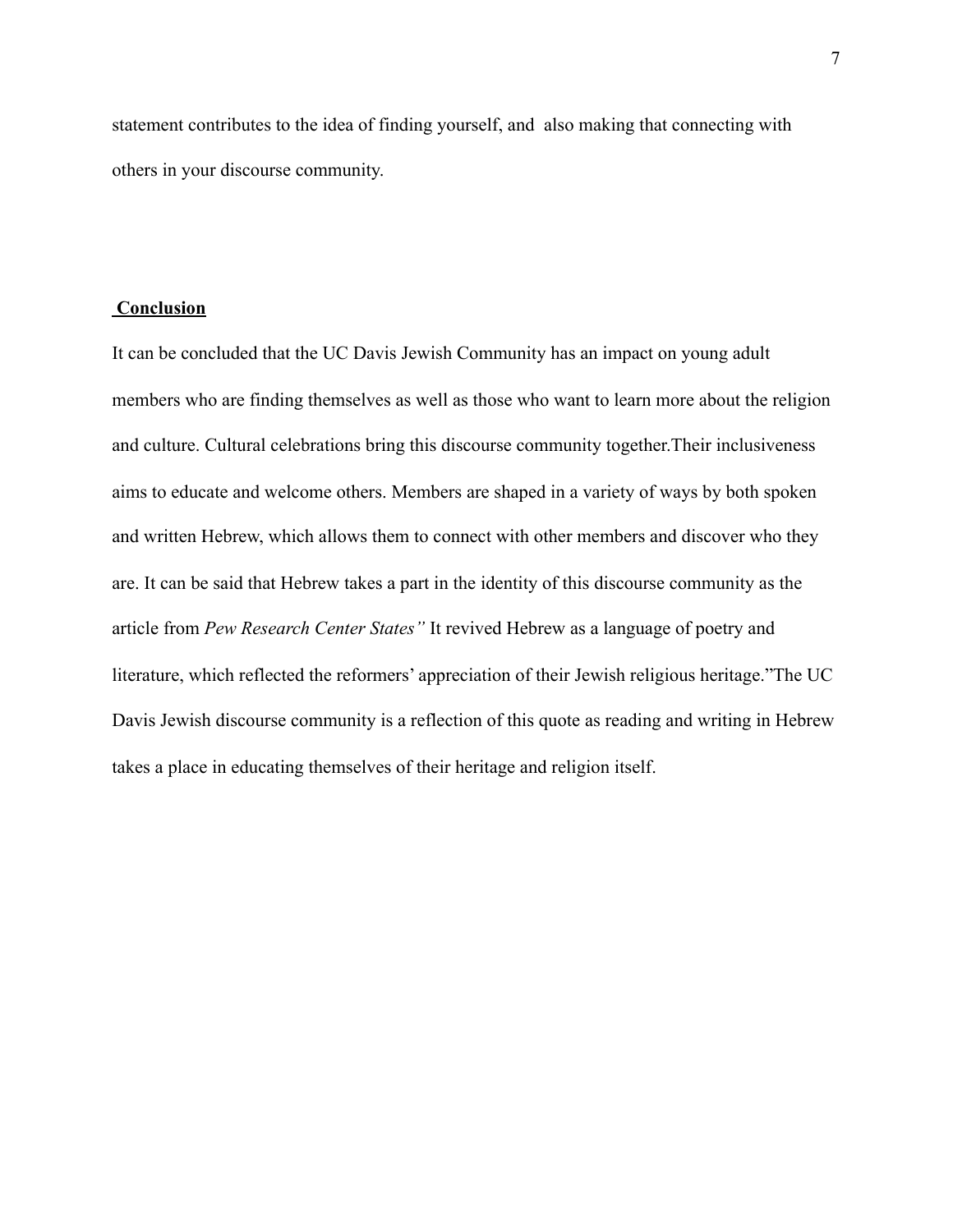statement contributes to the idea of finding yourself, and  also making that connecting with others in your discourse community.

## Conclusion

It can be concluded that the UC Davis Jewish Community has an impact on young adult members who are finding themselves as well as those who want to learn more about the religion and culture. Cultural celebrations bring this discourse community together.Their inclusiveness aims to educate and welcome others. Members are shaped in a variety of ways by both spoken and written Hebrew, which allows them to connect with other members and discover who they are. It can be said that Hebrew takes a part in the identity of this discourse community as the article from *Pew Research Center States"* It revived Hebrew as a language of poetry and literature, which reflected the reformers' appreciation of their Jewish religious heritage."The UC Davis Jewish discourse community is a reflection of this quote as reading and writing in Hebrew takes a place in educating themselves of their heritage and religion itself.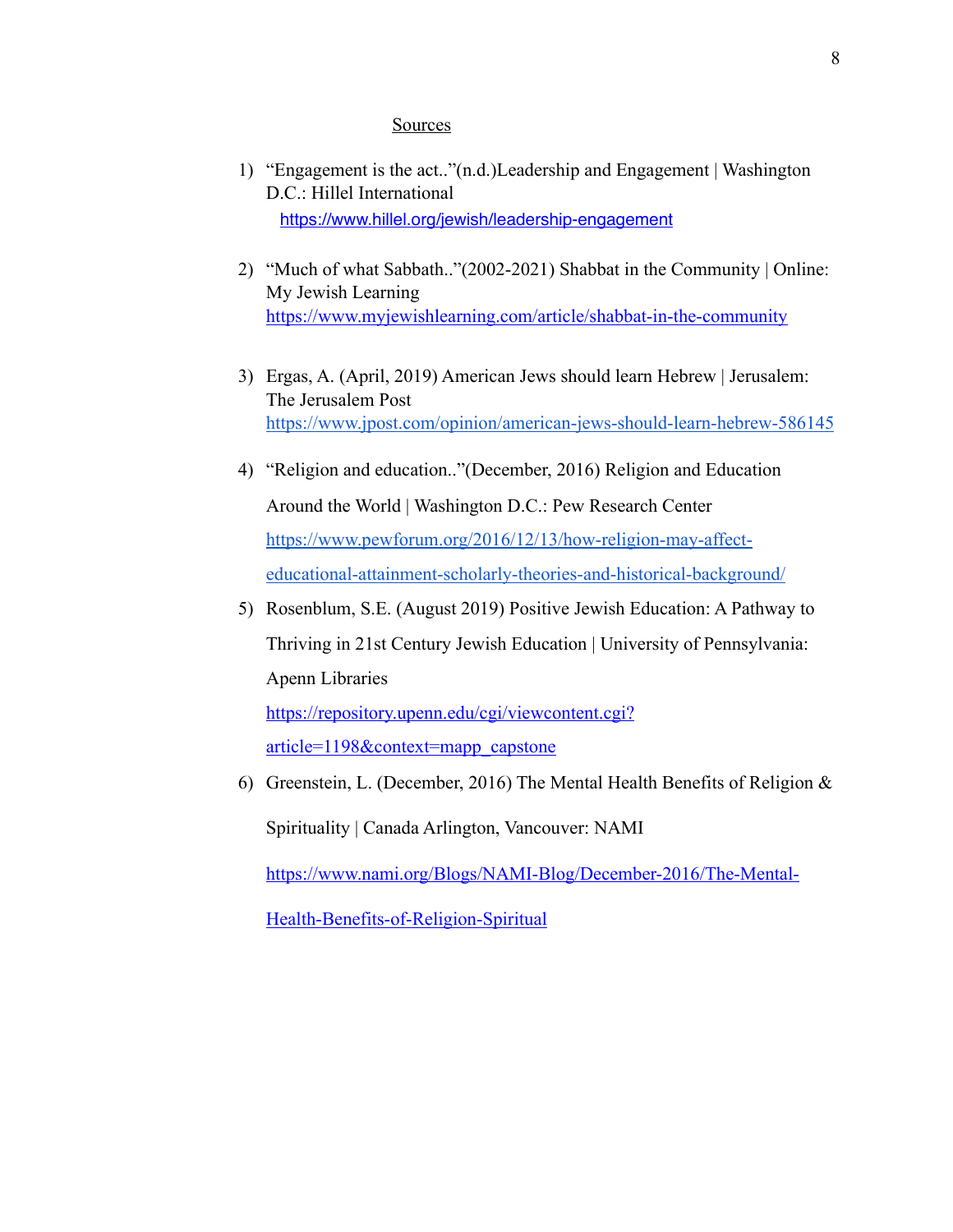## Sources

1) "Engagement is the act.."(n.d.)Leadership and Engagement | Washington D.C.: Hillel International
   https://www.hillel.org/jewish/leadership-engagement

2) "Much of what Sabbath.."(2002-2021) Shabbat in the Community | Online: My Jewish Learning
   https://www.myjewishlearning.com/article/shabbat-in-the-community

3) Ergas, A. (April, 2019) American Jews should learn Hebrew | Jerusalem: The Jerusalem Post
   https://www.jpost.com/opinion/american-jews-should-learn-hebrew-586145

4) "Religion and education.."(December, 2016) Religion and Education Around the World | Washington D.C.: Pew Research Center
   https://www.pewforum.org/2016/12/13/how-religion-may-affect-educational-attainment-scholarly-theories-and-historical-background/

5) Rosenblum, S.E. (August 2019) Positive Jewish Education: A Pathway to Thriving in 21st Century Jewish Education | University of Pennsylvania: Apenn Libraries
   https://repository.upenn.edu/cgi/viewcontent.cgi?article=1198&context=mapp_capstone

6) Greenstein, L. (December, 2016) The Mental Health Benefits of Religion & Spirituality | Canada Arlington, Vancouver: NAMI
   https://www.nami.org/Blogs/NAMI-Blog/December-2016/The-Mental-Health-Benefits-of-Religion-Spiritual